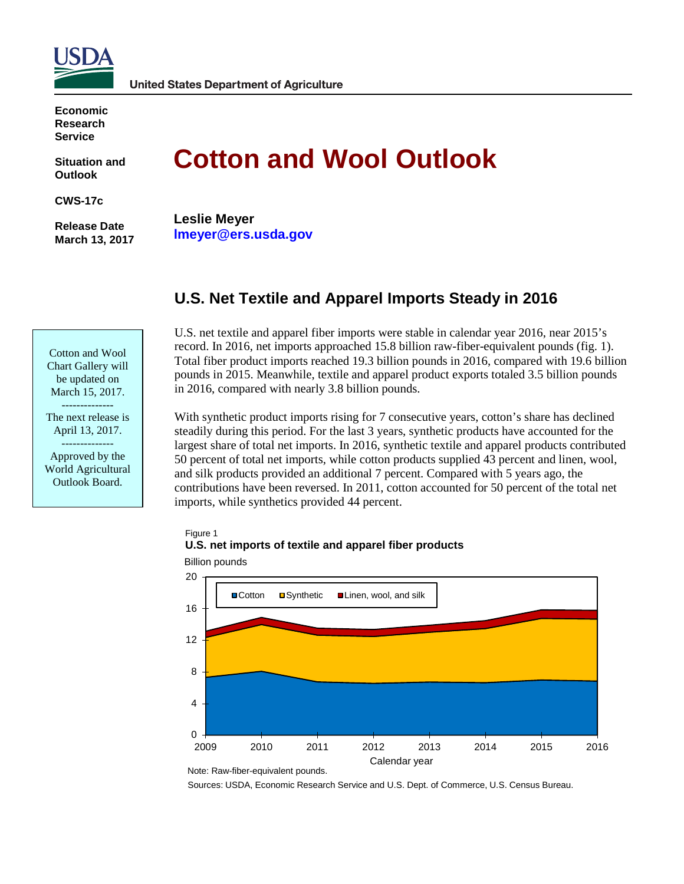United States Department of Agriculture

**Economic Research Service**

**Situation and Outlook**

**CWS-17c**

**Release Date March 13, 2017**

# Cotton and Wool Outlook

**Leslie Meyer**
**lmeyer@ers.usda.gov**

Cotton and Wool Chart Gallery will be updated on March 15, 2017.

--------------

The next release is April 13, 2017.

--------------

Approved by the World Agricultural Outlook Board.

## U.S. Net Textile and Apparel Imports Steady in 2016

U.S. net textile and apparel fiber imports were stable in calendar year 2016, near 2015's record. In 2016, net imports approached 15.8 billion raw-fiber-equivalent pounds (fig. 1). Total fiber product imports reached 19.3 billion pounds in 2016, compared with 19.6 billion pounds in 2015. Meanwhile, textile and apparel product exports totaled 3.5 billion pounds in 2016, compared with nearly 3.8 billion pounds.

With synthetic product imports rising for 7 consecutive years, cotton's share has declined steadily during this period. For the last 3 years, synthetic products have accounted for the largest share of total net imports. In 2016, synthetic textile and apparel products contributed 50 percent of total net imports, while cotton products supplied 43 percent and linen, wool, and silk products provided an additional 7 percent. Compared with 5 years ago, the contributions have been reversed. In 2011, cotton accounted for 50 percent of the total net imports, while synthetics provided 44 percent.

Figure 1
**U.S. net imports of textile and apparel fiber products**

Note: Raw-fiber-equivalent pounds.

Sources: USDA, Economic Research Service and U.S. Dept. of Commerce, U.S. Census Bureau.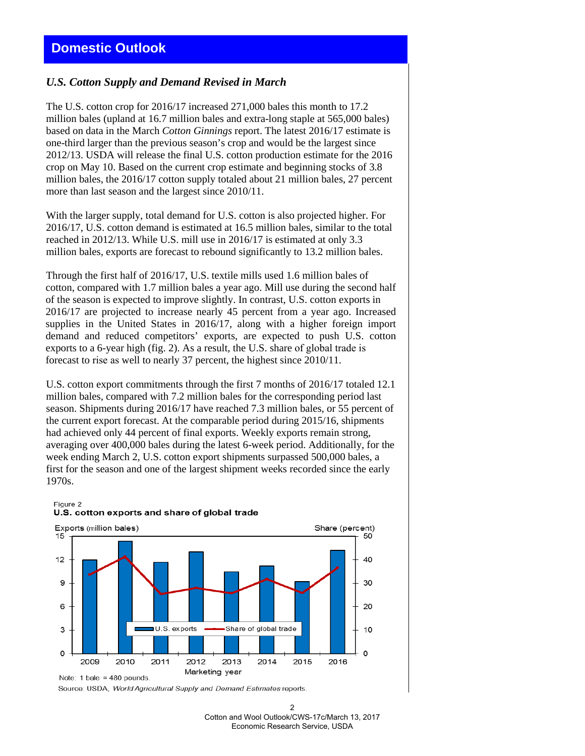## Domestic Outlook

### *U.S. Cotton Supply and Demand Revised in March*

The U.S. cotton crop for 2016/17 increased 271,000 bales this month to 17.2 million bales (upland at 16.7 million bales and extra-long staple at 565,000 bales) based on data in the March *Cotton Ginnings* report. The latest 2016/17 estimate is one-third larger than the previous season's crop and would be the largest since 2012/13. USDA will release the final U.S. cotton production estimate for the 2016 crop on May 10. Based on the current crop estimate and beginning stocks of 3.8 million bales, the 2016/17 cotton supply totaled about 21 million bales, 27 percent more than last season and the largest since 2010/11.

With the larger supply, total demand for U.S. cotton is also projected higher. For 2016/17, U.S. cotton demand is estimated at 16.5 million bales, similar to the total reached in 2012/13. While U.S. mill use in 2016/17 is estimated at only 3.3 million bales, exports are forecast to rebound significantly to 13.2 million bales.

Through the first half of 2016/17, U.S. textile mills used 1.6 million bales of cotton, compared with 1.7 million bales a year ago. Mill use during the second half of the season is expected to improve slightly. In contrast, U.S. cotton exports in 2016/17 are projected to increase nearly 45 percent from a year ago. Increased supplies in the United States in 2016/17, along with a higher foreign import demand and reduced competitors' exports, are expected to push U.S. cotton exports to a 6-year high (fig. 2). As a result, the U.S. share of global trade is forecast to rise as well to nearly 37 percent, the highest since 2010/11.

U.S. cotton export commitments through the first 7 months of 2016/17 totaled 12.1 million bales, compared with 7.2 million bales for the corresponding period last season. Shipments during 2016/17 have reached 7.3 million bales, or 55 percent of the current export forecast. At the comparable period during 2015/16, shipments had achieved only 44 percent of final exports. Weekly exports remain strong, averaging over 400,000 bales during the latest 6-week period. Additionally, for the week ending March 2, U.S. cotton export shipments surpassed 500,000 bales, a first for the season and one of the largest shipment weeks recorded since the early 1970s.

Figure 2
**U.S. cotton exports and share of global trade**

Note: 1 bale = 480 pounds.

Source: USDA, *World Agricultural Supply and Demand Estimates* reports.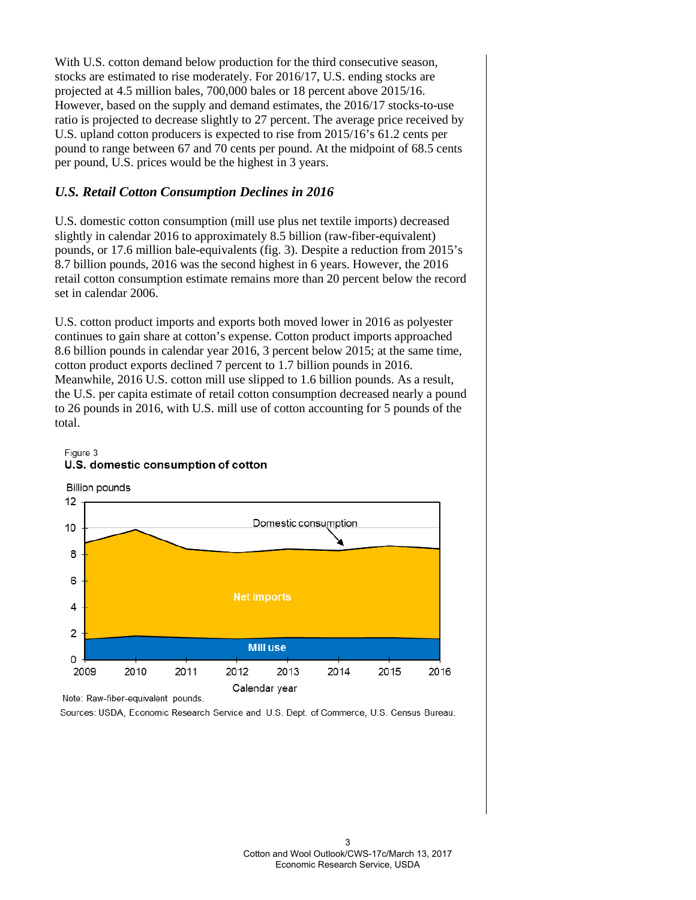With U.S. cotton demand below production for the third consecutive season, stocks are estimated to rise moderately. For 2016/17, U.S. ending stocks are projected at 4.5 million bales, 700,000 bales or 18 percent above 2015/16. However, based on the supply and demand estimates, the 2016/17 stocks-to-use ratio is projected to decrease slightly to 27 percent. The average price received by U.S. upland cotton producers is expected to rise from 2015/16's 61.2 cents per pound to range between 67 and 70 cents per pound. At the midpoint of 68.5 cents per pound, U.S. prices would be the highest in 3 years.

### *U.S. Retail Cotton Consumption Declines in 2016*

U.S. domestic cotton consumption (mill use plus net textile imports) decreased slightly in calendar 2016 to approximately 8.5 billion (raw-fiber-equivalent) pounds, or 17.6 million bale-equivalents (fig. 3). Despite a reduction from 2015's 8.7 billion pounds, 2016 was the second highest in 6 years. However, the 2016 retail cotton consumption estimate remains more than 20 percent below the record set in calendar 2006.

U.S. cotton product imports and exports both moved lower in 2016 as polyester continues to gain share at cotton's expense. Cotton product imports approached 8.6 billion pounds in calendar year 2016, 3 percent below 2015; at the same time, cotton product exports declined 7 percent to 1.7 billion pounds in 2016. Meanwhile, 2016 U.S. cotton mill use slipped to 1.6 billion pounds. As a result, the U.S. per capita estimate of retail cotton consumption decreased nearly a pound to 26 pounds in 2016, with U.S. mill use of cotton accounting for 5 pounds of the total.

Figure 3
**U.S. domestic consumption of cotton**

Note: Raw-fiber-equivalent pounds.

Sources: USDA, Economic Research Service and U.S. Dept. of Commerce, U.S. Census Bureau.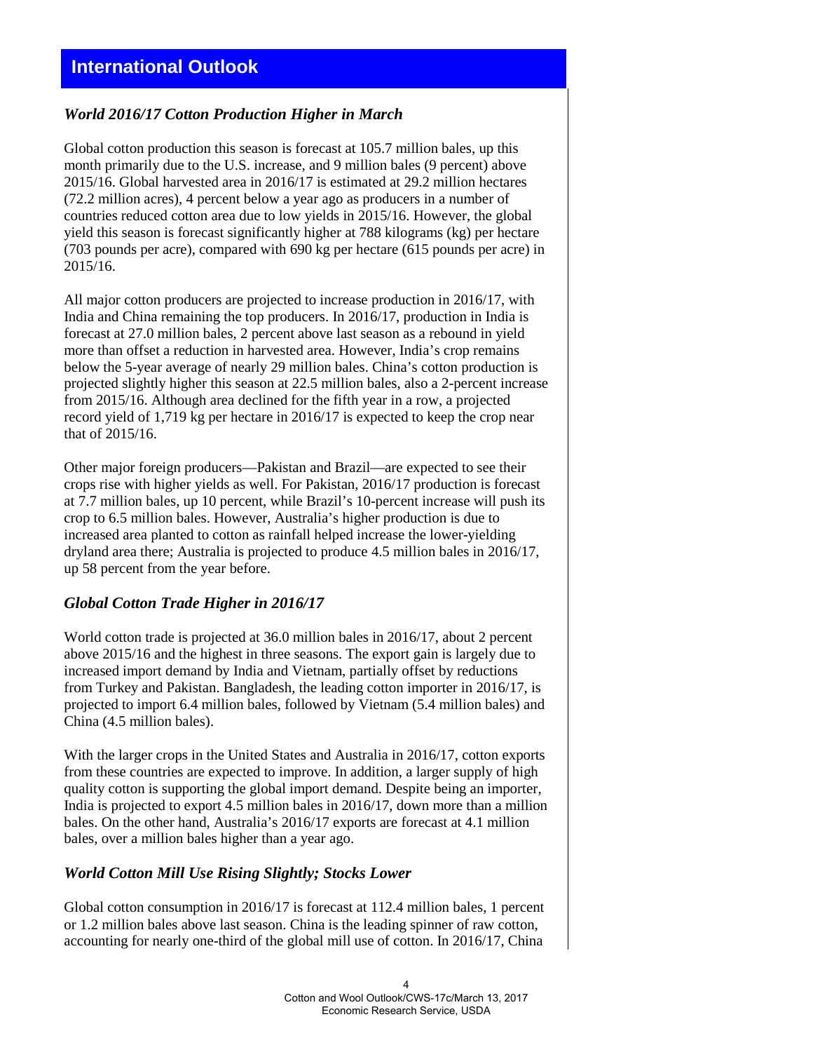## International Outlook

### *World 2016/17 Cotton Production Higher in March*

Global cotton production this season is forecast at 105.7 million bales, up this month primarily due to the U.S. increase, and 9 million bales (9 percent) above 2015/16. Global harvested area in 2016/17 is estimated at 29.2 million hectares (72.2 million acres), 4 percent below a year ago as producers in a number of countries reduced cotton area due to low yields in 2015/16. However, the global yield this season is forecast significantly higher at 788 kilograms (kg) per hectare (703 pounds per acre), compared with 690 kg per hectare (615 pounds per acre) in 2015/16.

All major cotton producers are projected to increase production in 2016/17, with India and China remaining the top producers. In 2016/17, production in India is forecast at 27.0 million bales, 2 percent above last season as a rebound in yield more than offset a reduction in harvested area. However, India's crop remains below the 5-year average of nearly 29 million bales. China's cotton production is projected slightly higher this season at 22.5 million bales, also a 2-percent increase from 2015/16. Although area declined for the fifth year in a row, a projected record yield of 1,719 kg per hectare in 2016/17 is expected to keep the crop near that of 2015/16.

Other major foreign producers—Pakistan and Brazil—are expected to see their crops rise with higher yields as well. For Pakistan, 2016/17 production is forecast at 7.7 million bales, up 10 percent, while Brazil's 10-percent increase will push its crop to 6.5 million bales. However, Australia's higher production is due to increased area planted to cotton as rainfall helped increase the lower-yielding dryland area there; Australia is projected to produce 4.5 million bales in 2016/17, up 58 percent from the year before.

### *Global Cotton Trade Higher in 2016/17*

World cotton trade is projected at 36.0 million bales in 2016/17, about 2 percent above 2015/16 and the highest in three seasons. The export gain is largely due to increased import demand by India and Vietnam, partially offset by reductions from Turkey and Pakistan. Bangladesh, the leading cotton importer in 2016/17, is projected to import 6.4 million bales, followed by Vietnam (5.4 million bales) and China (4.5 million bales).

With the larger crops in the United States and Australia in 2016/17, cotton exports from these countries are expected to improve. In addition, a larger supply of high quality cotton is supporting the global import demand. Despite being an importer, India is projected to export 4.5 million bales in 2016/17, down more than a million bales. On the other hand, Australia's 2016/17 exports are forecast at 4.1 million bales, over a million bales higher than a year ago.

### *World Cotton Mill Use Rising Slightly; Stocks Lower*

Global cotton consumption in 2016/17 is forecast at 112.4 million bales, 1 percent or 1.2 million bales above last season. China is the leading spinner of raw cotton, accounting for nearly one-third of the global mill use of cotton. In 2016/17, China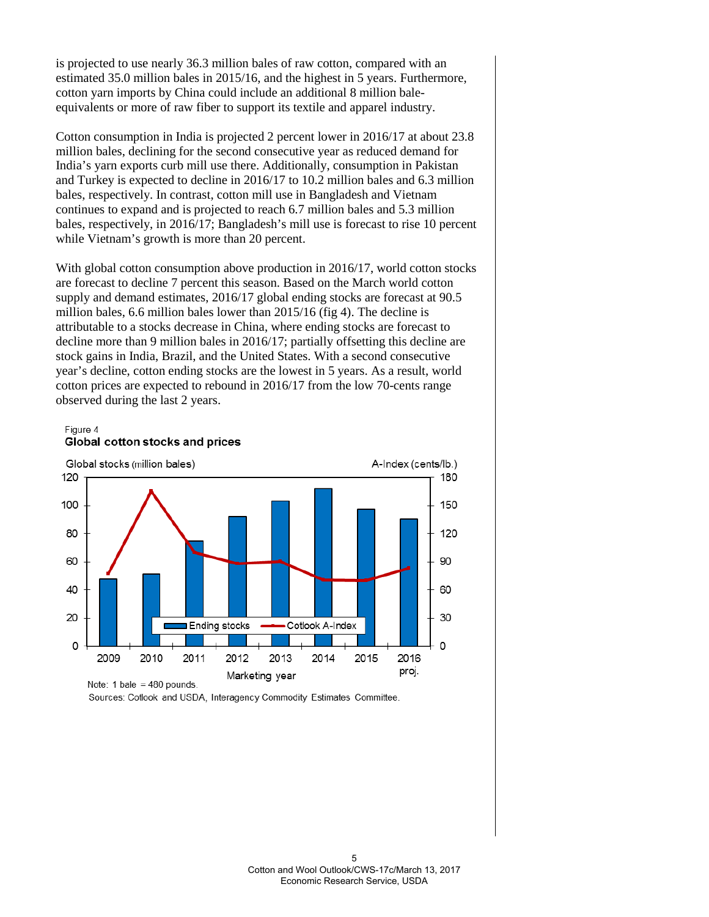is projected to use nearly 36.3 million bales of raw cotton, compared with an estimated 35.0 million bales in 2015/16, and the highest in 5 years. Furthermore, cotton yarn imports by China could include an additional 8 million bale-equivalents or more of raw fiber to support its textile and apparel industry.

Cotton consumption in India is projected 2 percent lower in 2016/17 at about 23.8 million bales, declining for the second consecutive year as reduced demand for India's yarn exports curb mill use there. Additionally, consumption in Pakistan and Turkey is expected to decline in 2016/17 to 10.2 million bales and 6.3 million bales, respectively. In contrast, cotton mill use in Bangladesh and Vietnam continues to expand and is projected to reach 6.7 million bales and 5.3 million bales, respectively, in 2016/17; Bangladesh's mill use is forecast to rise 10 percent while Vietnam's growth is more than 20 percent.

With global cotton consumption above production in 2016/17, world cotton stocks are forecast to decline 7 percent this season. Based on the March world cotton supply and demand estimates, 2016/17 global ending stocks are forecast at 90.5 million bales, 6.6 million bales lower than 2015/16 (fig 4). The decline is attributable to a stocks decrease in China, where ending stocks are forecast to decline more than 9 million bales in 2016/17; partially offsetting this decline are stock gains in India, Brazil, and the United States. With a second consecutive year's decline, cotton ending stocks are the lowest in 5 years. As a result, world cotton prices are expected to rebound in 2016/17 from the low 70-cents range observed during the last 2 years.

Figure 4
**Global cotton stocks and prices**

Global stocks (million bales) — A-Index (cents/lb.)

Legend: Ending stocks; Cotlook A-Index

Marketing year: 2009, 2010, 2011, 2012, 2013, 2014, 2015, 2016 proj.

Note: 1 bale = 480 pounds.
Sources: Cotlook and USDA, Interagency Commodity Estimates Committee.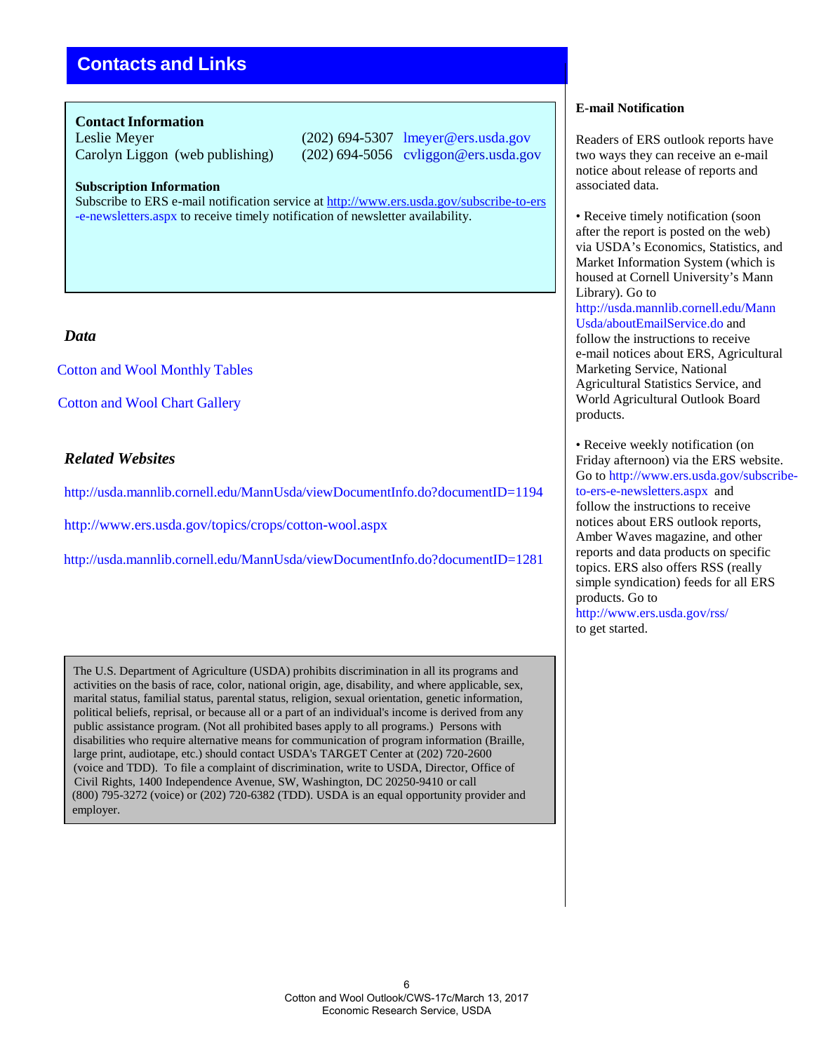## Contacts and Links

**Contact Information**

| | | |
|---|---|---|
| Leslie Meyer | (202) 694-5307 | lmeyer@ers.usda.gov |
| Carolyn Liggon (web publishing) | (202) 694-5056 | cvliggon@ers.usda.gov |

**Subscription Information**

Subscribe to ERS e-mail notification service at http://www.ers.usda.gov/subscribe-to-ers-e-newsletters.aspx to receive timely notification of newsletter availability.

### *Data*

Cotton and Wool Monthly Tables

Cotton and Wool Chart Gallery

### *Related Websites*

http://usda.mannlib.cornell.edu/MannUsda/viewDocumentInfo.do?documentID=1194

http://www.ers.usda.gov/topics/crops/cotton-wool.aspx

http://usda.mannlib.cornell.edu/MannUsda/viewDocumentInfo.do?documentID=1281

The U.S. Department of Agriculture (USDA) prohibits discrimination in all its programs and activities on the basis of race, color, national origin, age, disability, and where applicable, sex, marital status, familial status, parental status, religion, sexual orientation, genetic information, political beliefs, reprisal, or because all or a part of an individual's income is derived from any public assistance program. (Not all prohibited bases apply to all programs.) Persons with disabilities who require alternative means for communication of program information (Braille, large print, audiotape, etc.) should contact USDA's TARGET Center at (202) 720-2600 (voice and TDD). To file a complaint of discrimination, write to USDA, Director, Office of Civil Rights, 1400 Independence Avenue, SW, Washington, DC 20250-9410 or call (800) 795-3272 (voice) or (202) 720-6382 (TDD). USDA is an equal opportunity provider and employer.

**E-mail Notification**

Readers of ERS outlook reports have two ways they can receive an e-mail notice about release of reports and associated data.

- Receive timely notification (soon after the report is posted on the web) via USDA's Economics, Statistics, and Market Information System (which is housed at Cornell University's Mann Library). Go to http://usda.mannlib.cornell.edu/MannUsda/aboutEmailService.do and follow the instructions to receive e-mail notices about ERS, Agricultural Marketing Service, National Agricultural Statistics Service, and World Agricultural Outlook Board products.

- Receive weekly notification (on Friday afternoon) via the ERS website. Go to http://www.ers.usda.gov/subscribe-to-ers-e-newsletters.aspx and follow the instructions to receive notices about ERS outlook reports, Amber Waves magazine, and other reports and data products on specific topics. ERS also offers RSS (really simple syndication) feeds for all ERS products. Go to http://www.ers.usda.gov/rss/ to get started.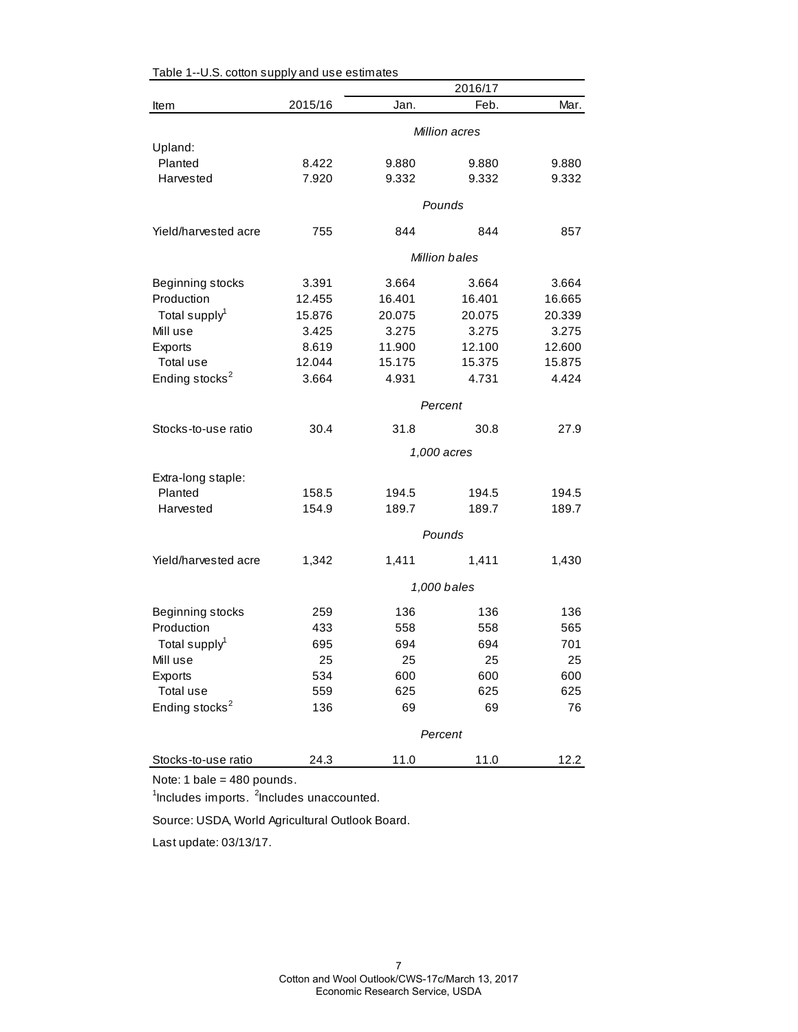Table 1--U.S. cotton supply and use estimates

| Item | 2015/16 | 2016/17 Jan. | 2016/17 Feb. | 2016/17 Mar. |
|---|---|---|---|---|
| | | *Million acres* | | |
| Upland: | | | | |
| Planted | 8.422 | 9.880 | 9.880 | 9.880 |
| Harvested | 7.920 | 9.332 | 9.332 | 9.332 |
| | | *Pounds* | | |
| Yield/harvested acre | 755 | 844 | 844 | 857 |
| | | *Million bales* | | |
| Beginning stocks | 3.391 | 3.664 | 3.664 | 3.664 |
| Production | 12.455 | 16.401 | 16.401 | 16.665 |
| Total supply[1] | 15.876 | 20.075 | 20.075 | 20.339 |
| Mill use | 3.425 | 3.275 | 3.275 | 3.275 |
| Exports | 8.619 | 11.900 | 12.100 | 12.600 |
| Total use | 12.044 | 15.175 | 15.375 | 15.875 |
| Ending stocks[2] | 3.664 | 4.931 | 4.731 | 4.424 |
| | | *Percent* | | |
| Stocks-to-use ratio | 30.4 | 31.8 | 30.8 | 27.9 |
| | | *1,000 acres* | | |
| Extra-long staple: | | | | |
| Planted | 158.5 | 194.5 | 194.5 | 194.5 |
| Harvested | 154.9 | 189.7 | 189.7 | 189.7 |
| | | *Pounds* | | |
| Yield/harvested acre | 1,342 | 1,411 | 1,411 | 1,430 |
| | | *1,000 bales* | | |
| Beginning stocks | 259 | 136 | 136 | 136 |
| Production | 433 | 558 | 558 | 565 |
| Total supply[1] | 695 | 694 | 694 | 701 |
| Mill use | 25 | 25 | 25 | 25 |
| Exports | 534 | 600 | 600 | 600 |
| Total use | 559 | 625 | 625 | 625 |
| Ending stocks[2] | 136 | 69 | 69 | 76 |
| | | *Percent* | | |
| Stocks-to-use ratio | 24.3 | 11.0 | 11.0 | 12.2 |

Note: 1 bale = 480 pounds.

[1]Includes imports. [2]Includes unaccounted.

Source: USDA, World Agricultural Outlook Board.

Last update: 03/13/17.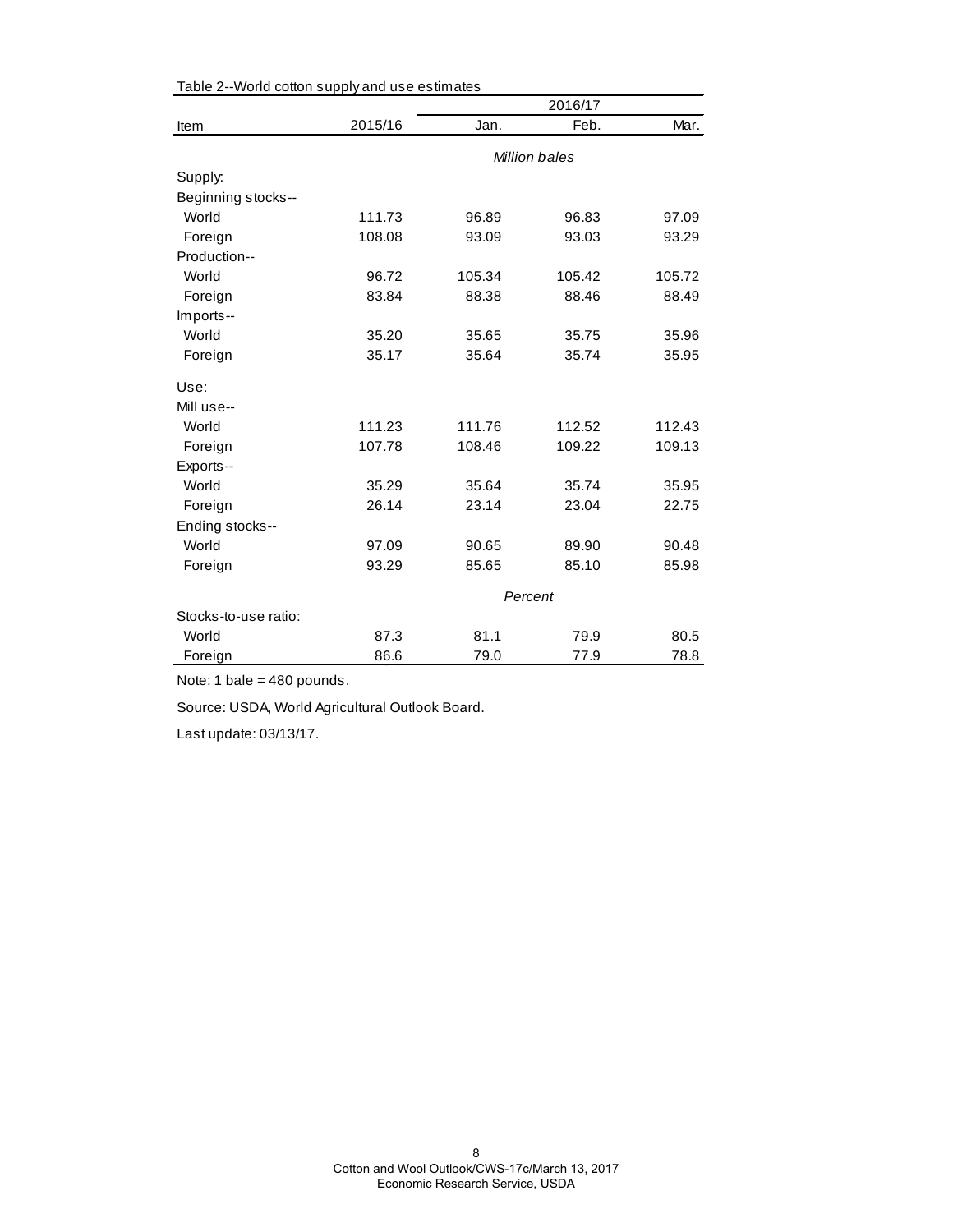Table 2--World cotton supply and use estimates

| Item | 2015/16 | 2016/17 | | |
|---|---|---|---|---|
| | | Jan. | Feb. | Mar. |
| | | *Million bales* | | |
| Supply: | | | | |
| Beginning stocks-- | | | | |
| World | 111.73 | 96.89 | 96.83 | 97.09 |
| Foreign | 108.08 | 93.09 | 93.03 | 93.29 |
| Production-- | | | | |
| World | 96.72 | 105.34 | 105.42 | 105.72 |
| Foreign | 83.84 | 88.38 | 88.46 | 88.49 |
| Imports-- | | | | |
| World | 35.20 | 35.65 | 35.75 | 35.96 |
| Foreign | 35.17 | 35.64 | 35.74 | 35.95 |
| Use: | | | | |
| Mill use-- | | | | |
| World | 111.23 | 111.76 | 112.52 | 112.43 |
| Foreign | 107.78 | 108.46 | 109.22 | 109.13 |
| Exports-- | | | | |
| World | 35.29 | 35.64 | 35.74 | 35.95 |
| Foreign | 26.14 | 23.14 | 23.04 | 22.75 |
| Ending stocks-- | | | | |
| World | 97.09 | 90.65 | 89.90 | 90.48 |
| Foreign | 93.29 | 85.65 | 85.10 | 85.98 |
| | | *Percent* | | |
| Stocks-to-use ratio: | | | | |
| World | 87.3 | 81.1 | 79.9 | 80.5 |
| Foreign | 86.6 | 79.0 | 77.9 | 78.8 |

Note: 1 bale = 480 pounds.

Source: USDA, World Agricultural Outlook Board.

Last update: 03/13/17.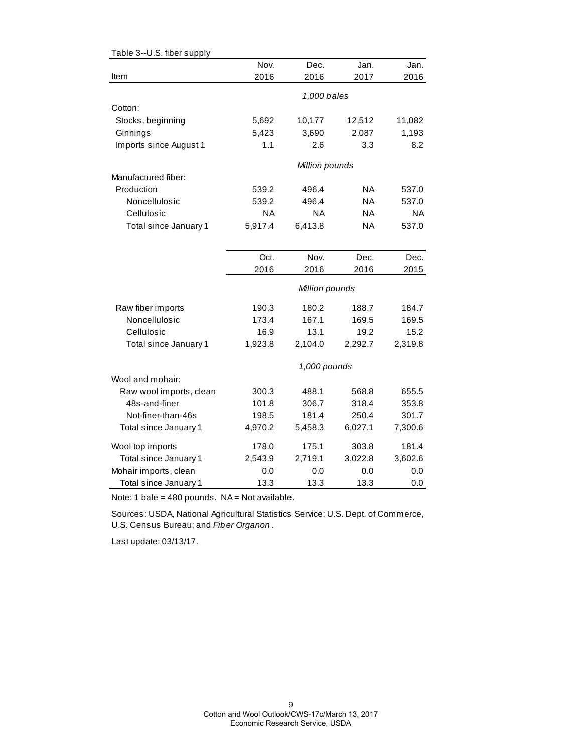Table 3--U.S. fiber supply

| Item | Nov. 2016 | Dec. 2016 | Jan. 2017 | Jan. 2016 |
|---|---|---|---|---|
| | *1,000 bales* | | | |
| Cotton: | | | | |
| Stocks, beginning | 5,692 | 10,177 | 12,512 | 11,082 |
| Ginnings | 5,423 | 3,690 | 2,087 | 1,193 |
| Imports since August 1 | 1.1 | 2.6 | 3.3 | 8.2 |
| | *Million pounds* | | | |
| Manufactured fiber: | | | | |
| Production | 539.2 | 496.4 | NA | 537.0 |
| Noncellulosic | 539.2 | 496.4 | NA | 537.0 |
| Cellulosic | NA | NA | NA | NA |
| Total since January 1 | 5,917.4 | 6,413.8 | NA | 537.0 |

| Item | Oct. 2016 | Nov. 2016 | Dec. 2016 | Dec. 2015 |
|---|---|---|---|---|
| | *Million pounds* | | | |
| Raw fiber imports | 190.3 | 180.2 | 188.7 | 184.7 |
| Noncellulosic | 173.4 | 167.1 | 169.5 | 169.5 |
| Cellulosic | 16.9 | 13.1 | 19.2 | 15.2 |
| Total since January 1 | 1,923.8 | 2,104.0 | 2,292.7 | 2,319.8 |
| | *1,000 pounds* | | | |
| Wool and mohair: | | | | |
| Raw wool imports, clean | 300.3 | 488.1 | 568.8 | 655.5 |
| 48s-and-finer | 101.8 | 306.7 | 318.4 | 353.8 |
| Not-finer-than-46s | 198.5 | 181.4 | 250.4 | 301.7 |
| Total since January 1 | 4,970.2 | 5,458.3 | 6,027.1 | 7,300.6 |
| Wool top imports | 178.0 | 175.1 | 303.8 | 181.4 |
| Total since January 1 | 2,543.9 | 2,719.1 | 3,022.8 | 3,602.6 |
| Mohair imports, clean | 0.0 | 0.0 | 0.0 | 0.0 |
| Total since January 1 | 13.3 | 13.3 | 13.3 | 0.0 |

Note: 1 bale = 480 pounds. NA = Not available.

Sources: USDA, National Agricultural Statistics Service; U.S. Dept. of Commerce, U.S. Census Bureau; and *Fiber Organon*.

Last update: 03/13/17.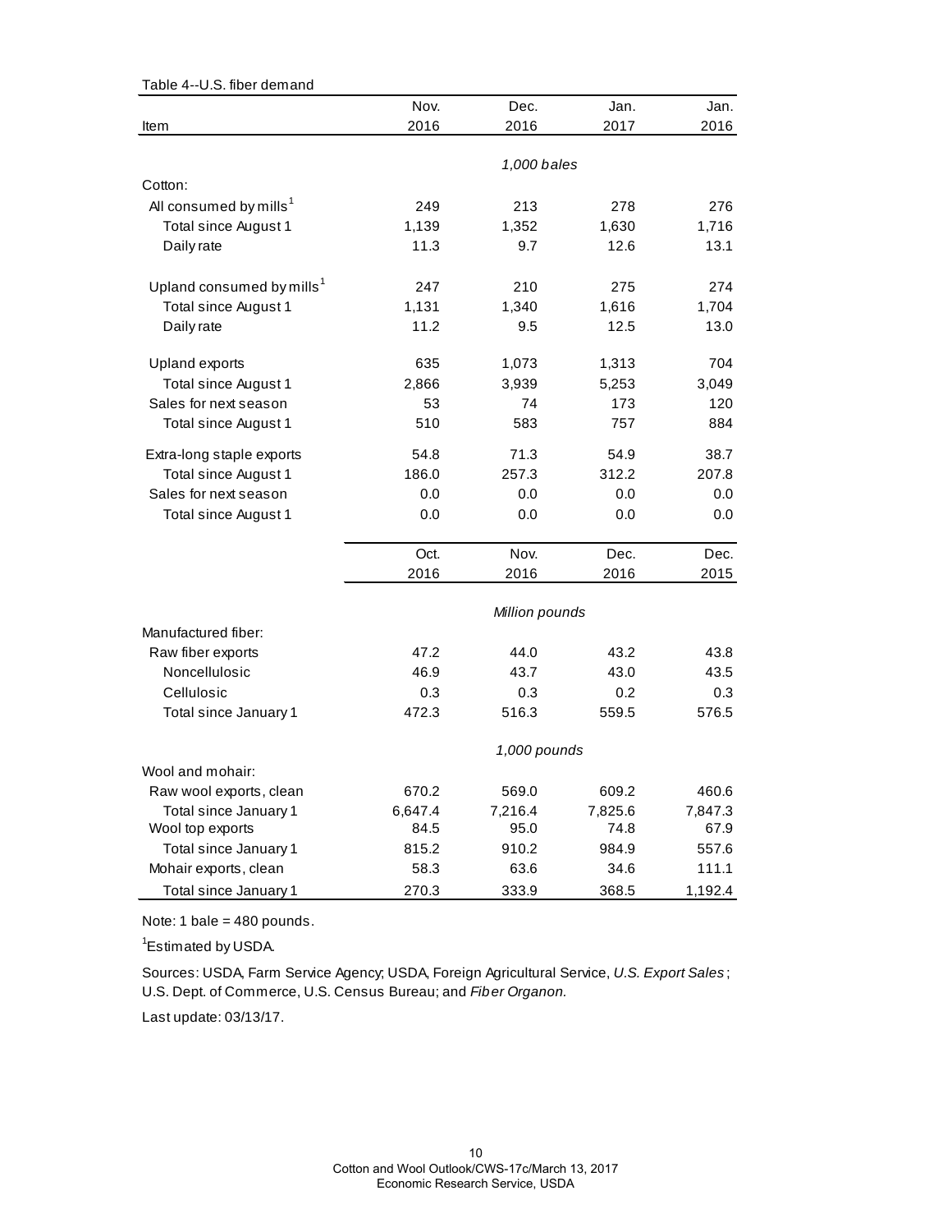Table 4--U.S. fiber demand

| Item | Nov. 2016 | Dec. 2016 | Jan. 2017 | Jan. 2016 |
|---|---|---|---|---|
| | | *1,000 bales* | | |
| Cotton: | | | | |
| All consumed by mills[1] | 249 | 213 | 278 | 276 |
| Total since August 1 | 1,139 | 1,352 | 1,630 | 1,716 |
| Daily rate | 11.3 | 9.7 | 12.6 | 13.1 |
| Upland consumed by mills[1] | 247 | 210 | 275 | 274 |
| Total since August 1 | 1,131 | 1,340 | 1,616 | 1,704 |
| Daily rate | 11.2 | 9.5 | 12.5 | 13.0 |
| Upland exports | 635 | 1,073 | 1,313 | 704 |
| Total since August 1 | 2,866 | 3,939 | 5,253 | 3,049 |
| Sales for next season | 53 | 74 | 173 | 120 |
| Total since August 1 | 510 | 583 | 757 | 884 |
| Extra-long staple exports | 54.8 | 71.3 | 54.9 | 38.7 |
| Total since August 1 | 186.0 | 257.3 | 312.2 | 207.8 |
| Sales for next season | 0.0 | 0.0 | 0.0 | 0.0 |
| Total since August 1 | 0.0 | 0.0 | 0.0 | 0.0 |
| | Oct. 2016 | Nov. 2016 | Dec. 2016 | Dec. 2015 |
| | | *Million pounds* | | |
| Manufactured fiber: | | | | |
| Raw fiber exports | 47.2 | 44.0 | 43.2 | 43.8 |
| Noncellulosic | 46.9 | 43.7 | 43.0 | 43.5 |
| Cellulosic | 0.3 | 0.3 | 0.2 | 0.3 |
| Total since January 1 | 472.3 | 516.3 | 559.5 | 576.5 |
| | | *1,000 pounds* | | |
| Wool and mohair: | | | | |
| Raw wool exports, clean | 670.2 | 569.0 | 609.2 | 460.6 |
| Total since January 1 | 6,647.4 | 7,216.4 | 7,825.6 | 7,847.3 |
| Wool top exports | 84.5 | 95.0 | 74.8 | 67.9 |
| Total since January 1 | 815.2 | 910.2 | 984.9 | 557.6 |
| Mohair exports, clean | 58.3 | 63.6 | 34.6 | 111.1 |
| Total since January 1 | 270.3 | 333.9 | 368.5 | 1,192.4 |

Note: 1 bale = 480 pounds.

[1]Estimated by USDA.

Sources: USDA, Farm Service Agency; USDA, Foreign Agricultural Service, *U.S. Export Sales*; U.S. Dept. of Commerce, U.S. Census Bureau; and *Fiber Organon.*

Last update: 03/13/17.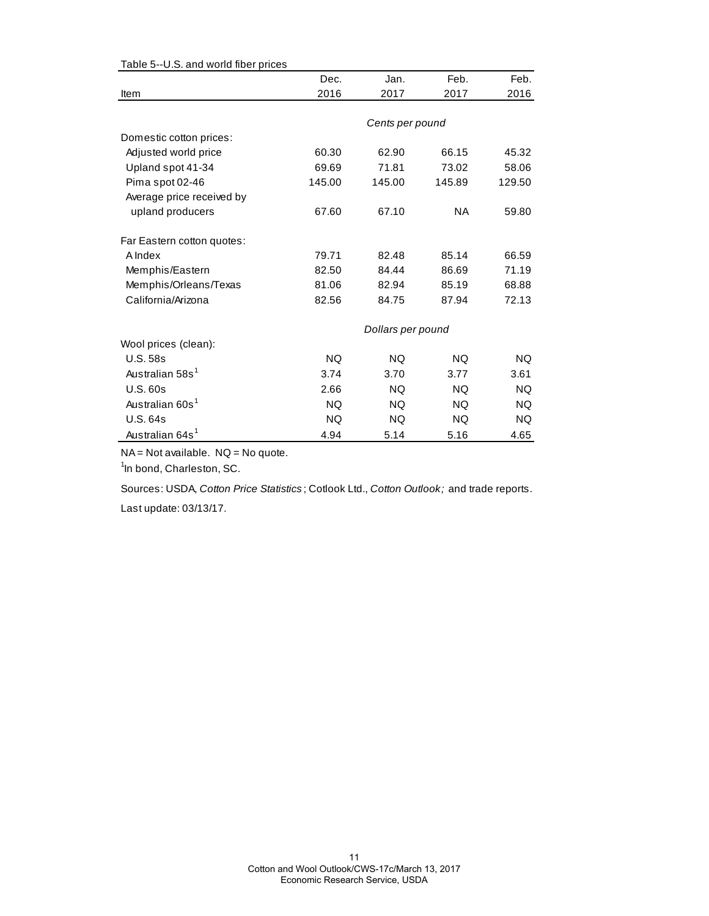Table 5--U.S. and world fiber prices

| Item | Dec. 2016 | Jan. 2017 | Feb. 2017 | Feb. 2016 |
|---|---|---|---|---|
| | *Cents per pound* | | | |
| Domestic cotton prices: | | | | |
| Adjusted world price | 60.30 | 62.90 | 66.15 | 45.32 |
| Upland spot 41-34 | 69.69 | 71.81 | 73.02 | 58.06 |
| Pima spot 02-46 | 145.00 | 145.00 | 145.89 | 129.50 |
| Average price received by upland producers | 67.60 | 67.10 | NA | 59.80 |
| Far Eastern cotton quotes: | | | | |
| A Index | 79.71 | 82.48 | 85.14 | 66.59 |
| Memphis/Eastern | 82.50 | 84.44 | 86.69 | 71.19 |
| Memphis/Orleans/Texas | 81.06 | 82.94 | 85.19 | 68.88 |
| California/Arizona | 82.56 | 84.75 | 87.94 | 72.13 |
| | *Dollars per pound* | | | |
| Wool prices (clean): | | | | |
| U.S. 58s | NQ | NQ | NQ | NQ |
| Australian 58s[1] | 3.74 | 3.70 | 3.77 | 3.61 |
| U.S. 60s | 2.66 | NQ | NQ | NQ |
| Australian 60s[1] | NQ | NQ | NQ | NQ |
| U.S. 64s | NQ | NQ | NQ | NQ |
| Australian 64s[1] | 4.94 | 5.14 | 5.16 | 4.65 |

NA = Not available. NQ = No quote.

[1]In bond, Charleston, SC.

Sources: USDA, *Cotton Price Statistics*; Cotlook Ltd., *Cotton Outlook;* and trade reports.

Last update: 03/13/17.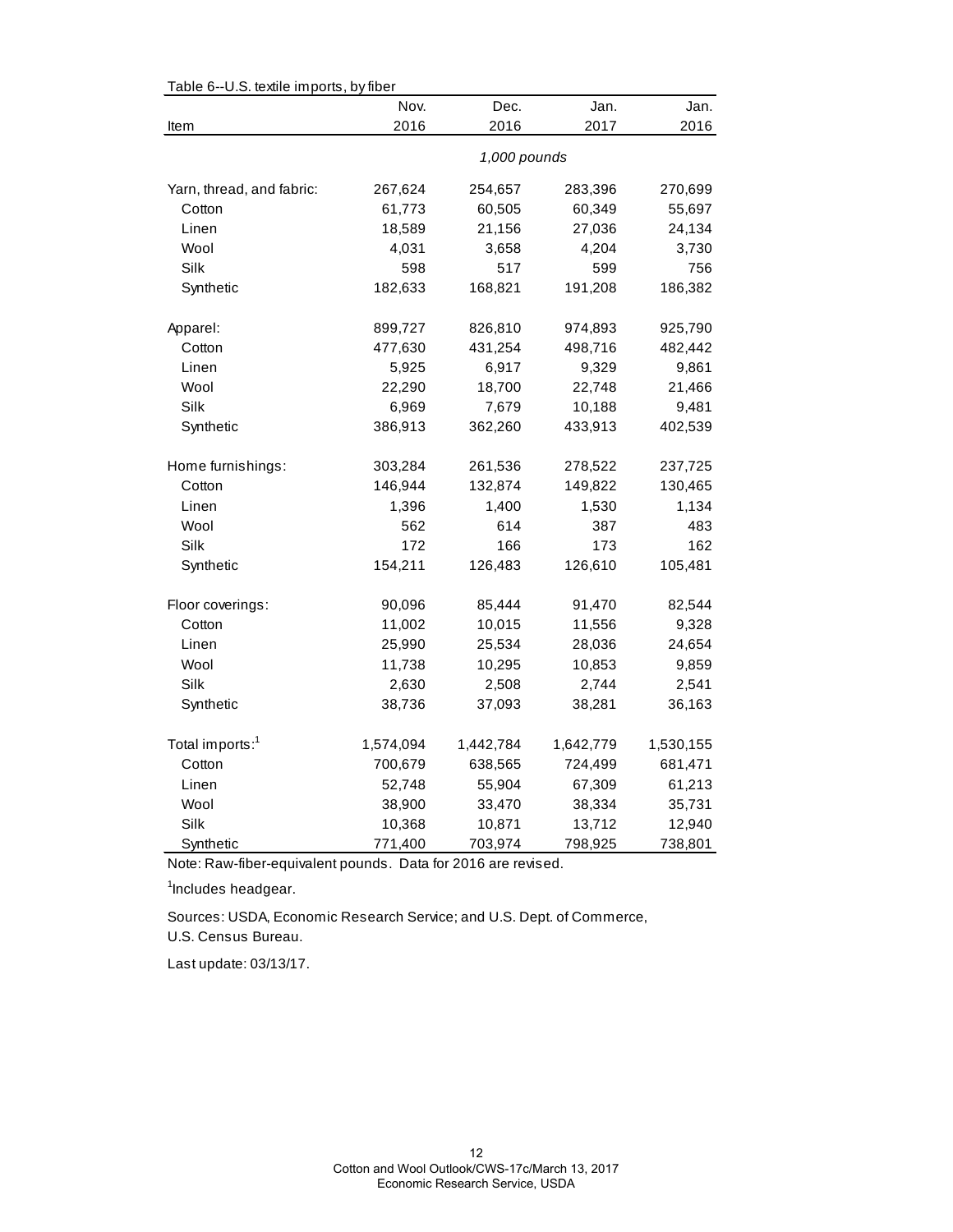Table 6--U.S. textile imports, by fiber

| Item | Nov. 2016 | Dec. 2016 | Jan. 2017 | Jan. 2016 |
|---|---|---|---|---|
| | | *1,000 pounds* | | |
| Yarn, thread, and fabric: | 267,624 | 254,657 | 283,396 | 270,699 |
| Cotton | 61,773 | 60,505 | 60,349 | 55,697 |
| Linen | 18,589 | 21,156 | 27,036 | 24,134 |
| Wool | 4,031 | 3,658 | 4,204 | 3,730 |
| Silk | 598 | 517 | 599 | 756 |
| Synthetic | 182,633 | 168,821 | 191,208 | 186,382 |
| Apparel: | 899,727 | 826,810 | 974,893 | 925,790 |
| Cotton | 477,630 | 431,254 | 498,716 | 482,442 |
| Linen | 5,925 | 6,917 | 9,329 | 9,861 |
| Wool | 22,290 | 18,700 | 22,748 | 21,466 |
| Silk | 6,969 | 7,679 | 10,188 | 9,481 |
| Synthetic | 386,913 | 362,260 | 433,913 | 402,539 |
| Home furnishings: | 303,284 | 261,536 | 278,522 | 237,725 |
| Cotton | 146,944 | 132,874 | 149,822 | 130,465 |
| Linen | 1,396 | 1,400 | 1,530 | 1,134 |
| Wool | 562 | 614 | 387 | 483 |
| Silk | 172 | 166 | 173 | 162 |
| Synthetic | 154,211 | 126,483 | 126,610 | 105,481 |
| Floor coverings: | 90,096 | 85,444 | 91,470 | 82,544 |
| Cotton | 11,002 | 10,015 | 11,556 | 9,328 |
| Linen | 25,990 | 25,534 | 28,036 | 24,654 |
| Wool | 11,738 | 10,295 | 10,853 | 9,859 |
| Silk | 2,630 | 2,508 | 2,744 | 2,541 |
| Synthetic | 38,736 | 37,093 | 38,281 | 36,163 |
| Total imports:[1] | 1,574,094 | 1,442,784 | 1,642,779 | 1,530,155 |
| Cotton | 700,679 | 638,565 | 724,499 | 681,471 |
| Linen | 52,748 | 55,904 | 67,309 | 61,213 |
| Wool | 38,900 | 33,470 | 38,334 | 35,731 |
| Silk | 10,368 | 10,871 | 13,712 | 12,940 |
| Synthetic | 771,400 | 703,974 | 798,925 | 738,801 |

Note: Raw-fiber-equivalent pounds. Data for 2016 are revised.

[1]Includes headgear.

Sources: USDA, Economic Research Service; and U.S. Dept. of Commerce, U.S. Census Bureau.

Last update: 03/13/17.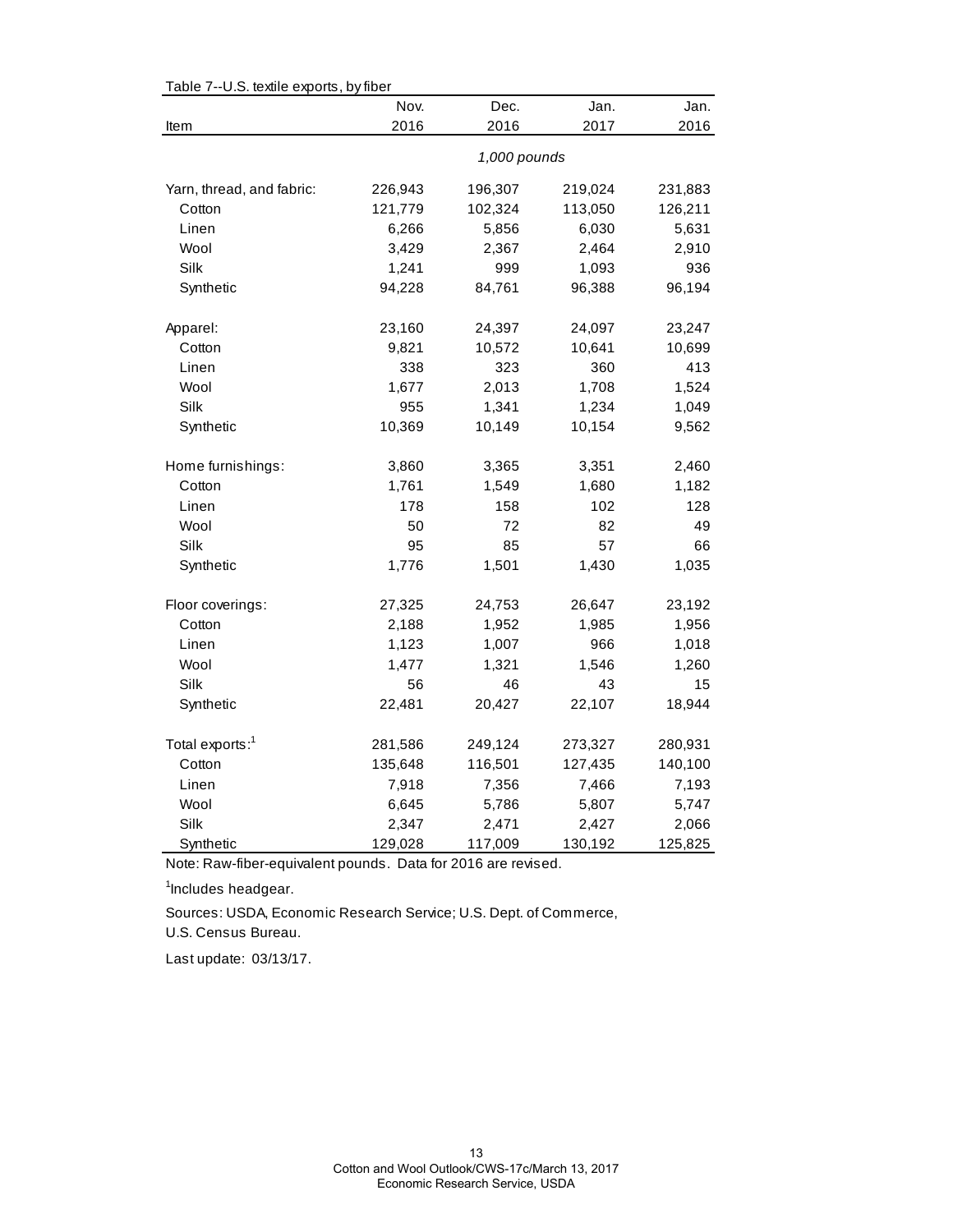Table 7--U.S. textile exports, by fiber

| Item | Nov. 2016 | Dec. 2016 | Jan. 2017 | Jan. 2016 |
|---|---|---|---|---|
| | | *1,000 pounds* | | |
| Yarn, thread, and fabric: | 226,943 | 196,307 | 219,024 | 231,883 |
| Cotton | 121,779 | 102,324 | 113,050 | 126,211 |
| Linen | 6,266 | 5,856 | 6,030 | 5,631 |
| Wool | 3,429 | 2,367 | 2,464 | 2,910 |
| Silk | 1,241 | 999 | 1,093 | 936 |
| Synthetic | 94,228 | 84,761 | 96,388 | 96,194 |
| Apparel: | 23,160 | 24,397 | 24,097 | 23,247 |
| Cotton | 9,821 | 10,572 | 10,641 | 10,699 |
| Linen | 338 | 323 | 360 | 413 |
| Wool | 1,677 | 2,013 | 1,708 | 1,524 |
| Silk | 955 | 1,341 | 1,234 | 1,049 |
| Synthetic | 10,369 | 10,149 | 10,154 | 9,562 |
| Home furnishings: | 3,860 | 3,365 | 3,351 | 2,460 |
| Cotton | 1,761 | 1,549 | 1,680 | 1,182 |
| Linen | 178 | 158 | 102 | 128 |
| Wool | 50 | 72 | 82 | 49 |
| Silk | 95 | 85 | 57 | 66 |
| Synthetic | 1,776 | 1,501 | 1,430 | 1,035 |
| Floor coverings: | 27,325 | 24,753 | 26,647 | 23,192 |
| Cotton | 2,188 | 1,952 | 1,985 | 1,956 |
| Linen | 1,123 | 1,007 | 966 | 1,018 |
| Wool | 1,477 | 1,321 | 1,546 | 1,260 |
| Silk | 56 | 46 | 43 | 15 |
| Synthetic | 22,481 | 20,427 | 22,107 | 18,944 |
| Total exports:[1] | 281,586 | 249,124 | 273,327 | 280,931 |
| Cotton | 135,648 | 116,501 | 127,435 | 140,100 |
| Linen | 7,918 | 7,356 | 7,466 | 7,193 |
| Wool | 6,645 | 5,786 | 5,807 | 5,747 |
| Silk | 2,347 | 2,471 | 2,427 | 2,066 |
| Synthetic | 129,028 | 117,009 | 130,192 | 125,825 |

Note: Raw-fiber-equivalent pounds. Data for 2016 are revised.

[1]Includes headgear.

Sources: USDA, Economic Research Service; U.S. Dept. of Commerce, U.S. Census Bureau.

Last update: 03/13/17.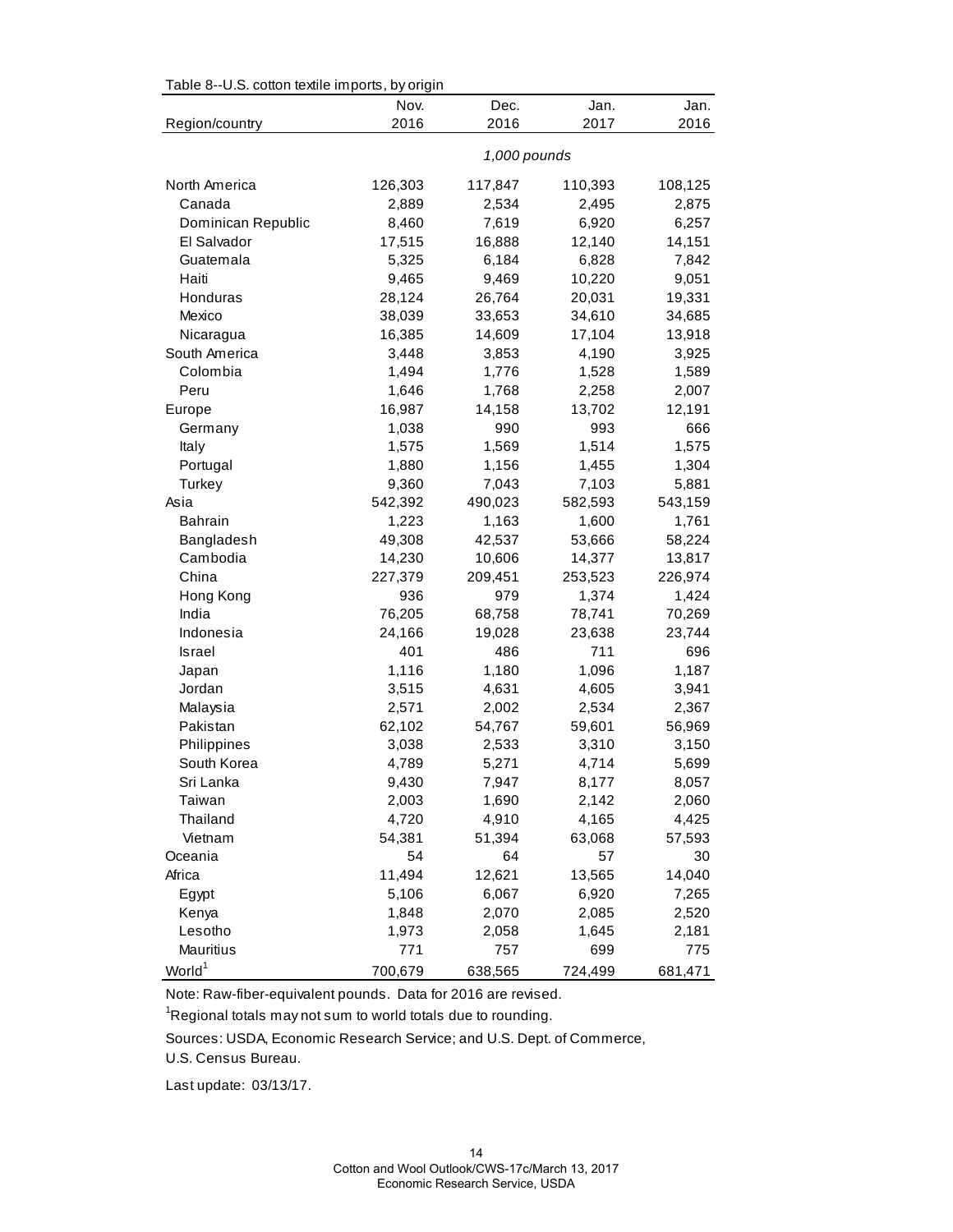Table 8--U.S. cotton textile imports, by origin

| Region/country | Nov. 2016 | Dec. 2016 | Jan. 2017 | Jan. 2016 |
|---|---|---|---|---|
| | *1,000 pounds* | | | |
| North America | 126,303 | 117,847 | 110,393 | 108,125 |
| Canada | 2,889 | 2,534 | 2,495 | 2,875 |
| Dominican Republic | 8,460 | 7,619 | 6,920 | 6,257 |
| El Salvador | 17,515 | 16,888 | 12,140 | 14,151 |
| Guatemala | 5,325 | 6,184 | 6,828 | 7,842 |
| Haiti | 9,465 | 9,469 | 10,220 | 9,051 |
| Honduras | 28,124 | 26,764 | 20,031 | 19,331 |
| Mexico | 38,039 | 33,653 | 34,610 | 34,685 |
| Nicaragua | 16,385 | 14,609 | 17,104 | 13,918 |
| South America | 3,448 | 3,853 | 4,190 | 3,925 |
| Colombia | 1,494 | 1,776 | 1,528 | 1,589 |
| Peru | 1,646 | 1,768 | 2,258 | 2,007 |
| Europe | 16,987 | 14,158 | 13,702 | 12,191 |
| Germany | 1,038 | 990 | 993 | 666 |
| Italy | 1,575 | 1,569 | 1,514 | 1,575 |
| Portugal | 1,880 | 1,156 | 1,455 | 1,304 |
| Turkey | 9,360 | 7,043 | 7,103 | 5,881 |
| Asia | 542,392 | 490,023 | 582,593 | 543,159 |
| Bahrain | 1,223 | 1,163 | 1,600 | 1,761 |
| Bangladesh | 49,308 | 42,537 | 53,666 | 58,224 |
| Cambodia | 14,230 | 10,606 | 14,377 | 13,817 |
| China | 227,379 | 209,451 | 253,523 | 226,974 |
| Hong Kong | 936 | 979 | 1,374 | 1,424 |
| India | 76,205 | 68,758 | 78,741 | 70,269 |
| Indonesia | 24,166 | 19,028 | 23,638 | 23,744 |
| Israel | 401 | 486 | 711 | 696 |
| Japan | 1,116 | 1,180 | 1,096 | 1,187 |
| Jordan | 3,515 | 4,631 | 4,605 | 3,941 |
| Malaysia | 2,571 | 2,002 | 2,534 | 2,367 |
| Pakistan | 62,102 | 54,767 | 59,601 | 56,969 |
| Philippines | 3,038 | 2,533 | 3,310 | 3,150 |
| South Korea | 4,789 | 5,271 | 4,714 | 5,699 |
| Sri Lanka | 9,430 | 7,947 | 8,177 | 8,057 |
| Taiwan | 2,003 | 1,690 | 2,142 | 2,060 |
| Thailand | 4,720 | 4,910 | 4,165 | 4,425 |
| Vietnam | 54,381 | 51,394 | 63,068 | 57,593 |
| Oceania | 54 | 64 | 57 | 30 |
| Africa | 11,494 | 12,621 | 13,565 | 14,040 |
| Egypt | 5,106 | 6,067 | 6,920 | 7,265 |
| Kenya | 1,848 | 2,070 | 2,085 | 2,520 |
| Lesotho | 1,973 | 2,058 | 1,645 | 2,181 |
| Mauritius | 771 | 757 | 699 | 775 |
| World[1] | 700,679 | 638,565 | 724,499 | 681,471 |

Note: Raw-fiber-equivalent pounds. Data for 2016 are revised.

[1]Regional totals may not sum to world totals due to rounding.

Sources: USDA, Economic Research Service; and U.S. Dept. of Commerce, U.S. Census Bureau.

Last update: 03/13/17.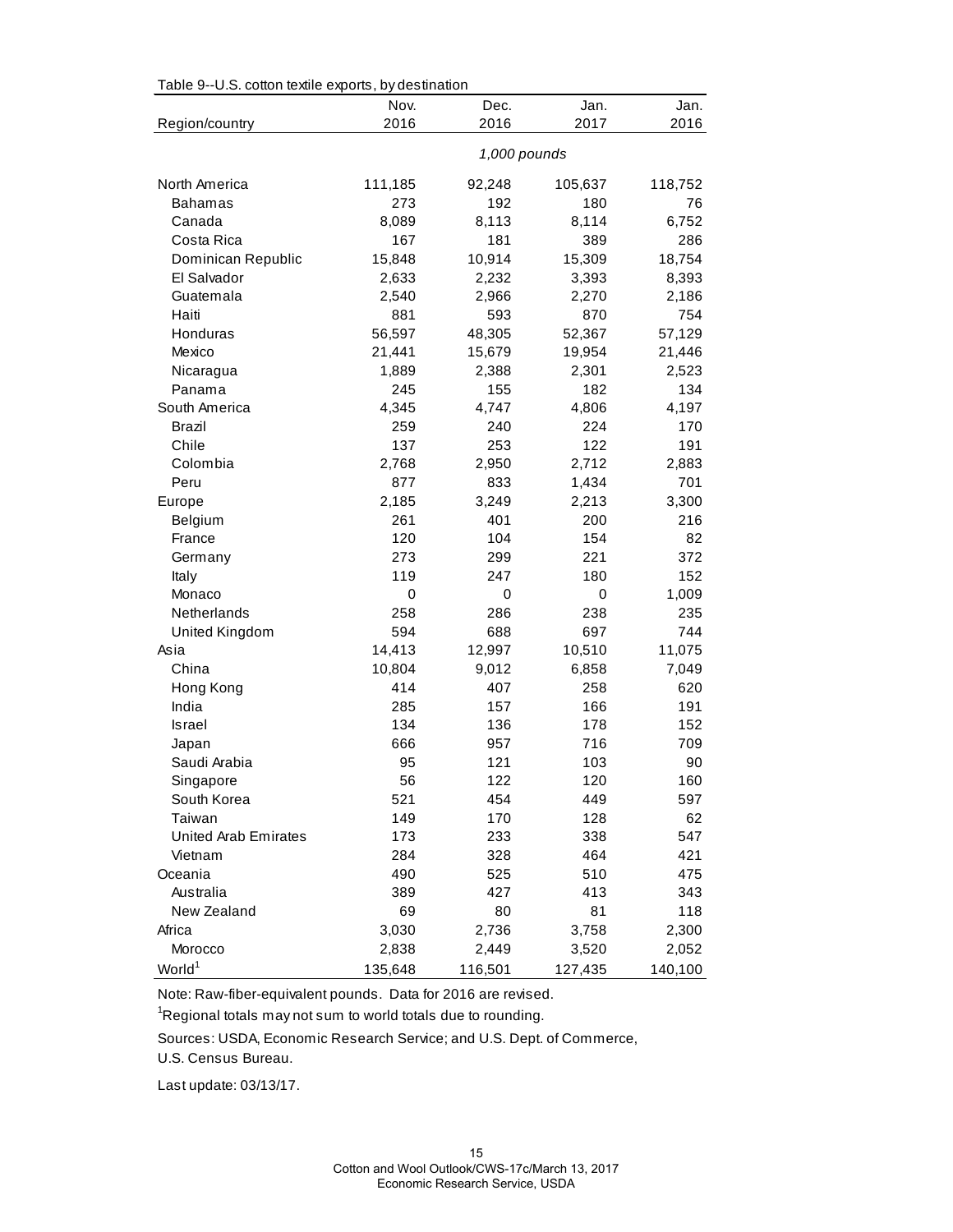Table 9--U.S. cotton textile exports, by destination

| Region/country | Nov. 2016 | Dec. 2016 | Jan. 2017 | Jan. 2016 |
|---|---|---|---|---|
| | *1,000 pounds* | | | |
| North America | 111,185 | 92,248 | 105,637 | 118,752 |
| Bahamas | 273 | 192 | 180 | 76 |
| Canada | 8,089 | 8,113 | 8,114 | 6,752 |
| Costa Rica | 167 | 181 | 389 | 286 |
| Dominican Republic | 15,848 | 10,914 | 15,309 | 18,754 |
| El Salvador | 2,633 | 2,232 | 3,393 | 8,393 |
| Guatemala | 2,540 | 2,966 | 2,270 | 2,186 |
| Haiti | 881 | 593 | 870 | 754 |
| Honduras | 56,597 | 48,305 | 52,367 | 57,129 |
| Mexico | 21,441 | 15,679 | 19,954 | 21,446 |
| Nicaragua | 1,889 | 2,388 | 2,301 | 2,523 |
| Panama | 245 | 155 | 182 | 134 |
| South America | 4,345 | 4,747 | 4,806 | 4,197 |
| Brazil | 259 | 240 | 224 | 170 |
| Chile | 137 | 253 | 122 | 191 |
| Colombia | 2,768 | 2,950 | 2,712 | 2,883 |
| Peru | 877 | 833 | 1,434 | 701 |
| Europe | 2,185 | 3,249 | 2,213 | 3,300 |
| Belgium | 261 | 401 | 200 | 216 |
| France | 120 | 104 | 154 | 82 |
| Germany | 273 | 299 | 221 | 372 |
| Italy | 119 | 247 | 180 | 152 |
| Monaco | 0 | 0 | 0 | 1,009 |
| Netherlands | 258 | 286 | 238 | 235 |
| United Kingdom | 594 | 688 | 697 | 744 |
| Asia | 14,413 | 12,997 | 10,510 | 11,075 |
| China | 10,804 | 9,012 | 6,858 | 7,049 |
| Hong Kong | 414 | 407 | 258 | 620 |
| India | 285 | 157 | 166 | 191 |
| Israel | 134 | 136 | 178 | 152 |
| Japan | 666 | 957 | 716 | 709 |
| Saudi Arabia | 95 | 121 | 103 | 90 |
| Singapore | 56 | 122 | 120 | 160 |
| South Korea | 521 | 454 | 449 | 597 |
| Taiwan | 149 | 170 | 128 | 62 |
| United Arab Emirates | 173 | 233 | 338 | 547 |
| Vietnam | 284 | 328 | 464 | 421 |
| Oceania | 490 | 525 | 510 | 475 |
| Australia | 389 | 427 | 413 | 343 |
| New Zealand | 69 | 80 | 81 | 118 |
| Africa | 3,030 | 2,736 | 3,758 | 2,300 |
| Morocco | 2,838 | 2,449 | 3,520 | 2,052 |
| World[1] | 135,648 | 116,501 | 127,435 | 140,100 |

Note: Raw-fiber-equivalent pounds. Data for 2016 are revised.

[1]Regional totals may not sum to world totals due to rounding.

Sources: USDA, Economic Research Service; and U.S. Dept. of Commerce, U.S. Census Bureau.

Last update: 03/13/17.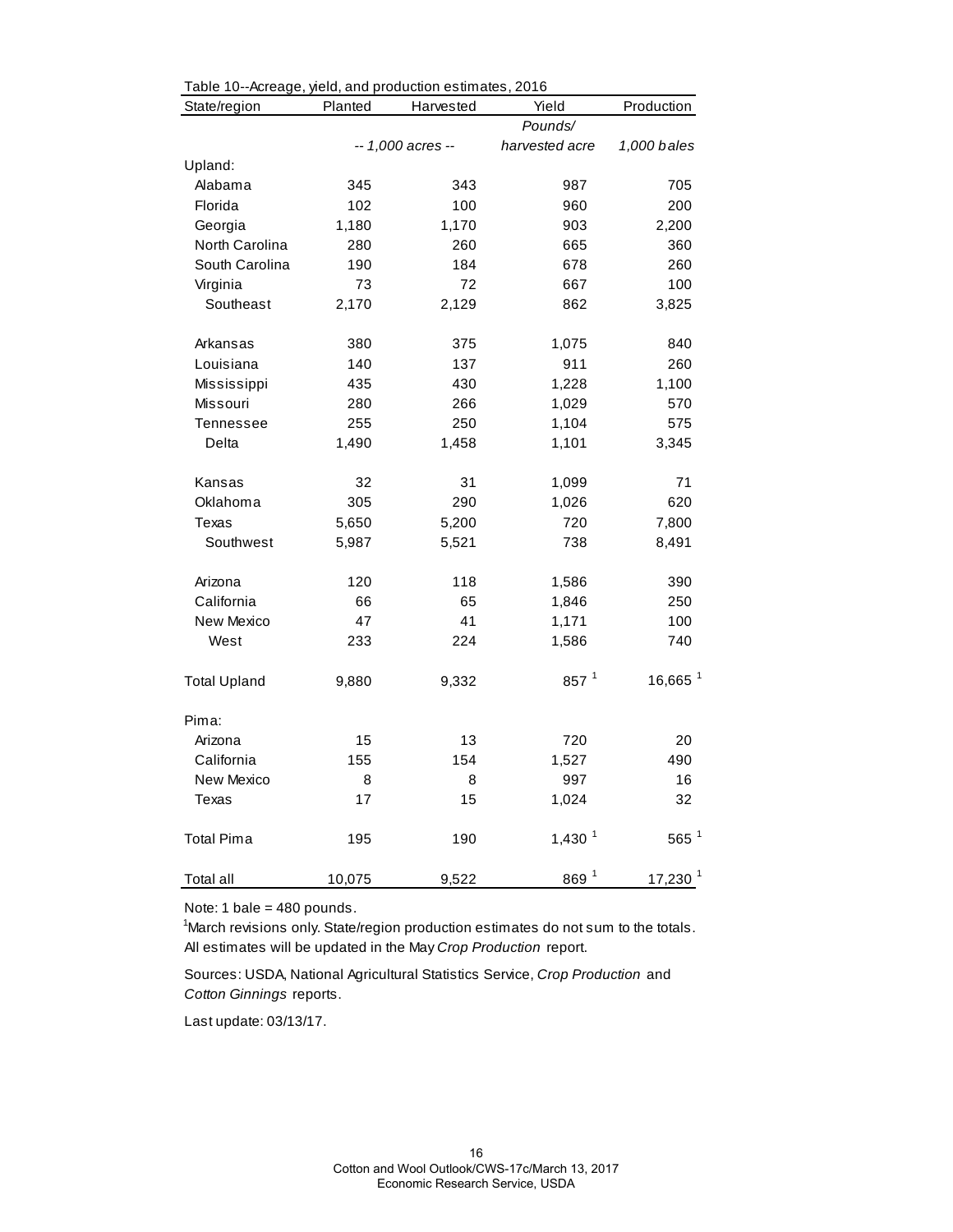Table 10--Acreage, yield, and production estimates, 2016

| State/region | Planted | Harvested | Yield | Production |
|---|---|---|---|---|
| | | | Pounds/ | |
| | *-- 1,000 acres --* | | *harvested acre* | *1,000 bales* |
| Upland: | | | | |
| Alabama | 345 | 343 | 987 | 705 |
| Florida | 102 | 100 | 960 | 200 |
| Georgia | 1,180 | 1,170 | 903 | 2,200 |
| North Carolina | 280 | 260 | 665 | 360 |
| South Carolina | 190 | 184 | 678 | 260 |
| Virginia | 73 | 72 | 667 | 100 |
| Southeast | 2,170 | 2,129 | 862 | 3,825 |
| | | | | |
| Arkansas | 380 | 375 | 1,075 | 840 |
| Louisiana | 140 | 137 | 911 | 260 |
| Mississippi | 435 | 430 | 1,228 | 1,100 |
| Missouri | 280 | 266 | 1,029 | 570 |
| Tennessee | 255 | 250 | 1,104 | 575 |
| Delta | 1,490 | 1,458 | 1,101 | 3,345 |
| | | | | |
| Kansas | 32 | 31 | 1,099 | 71 |
| Oklahoma | 305 | 290 | 1,026 | 620 |
| Texas | 5,650 | 5,200 | 720 | 7,800 |
| Southwest | 5,987 | 5,521 | 738 | 8,491 |
| | | | | |
| Arizona | 120 | 118 | 1,586 | 390 |
| California | 66 | 65 | 1,846 | 250 |
| New Mexico | 47 | 41 | 1,171 | 100 |
| West | 233 | 224 | 1,586 | 740 |
| | | | | |
| Total Upland | 9,880 | 9,332 | 857 [1] | 16,665 [1] |
| | | | | |
| Pima: | | | | |
| Arizona | 15 | 13 | 720 | 20 |
| California | 155 | 154 | 1,527 | 490 |
| New Mexico | 8 | 8 | 997 | 16 |
| Texas | 17 | 15 | 1,024 | 32 |
| | | | | |
| Total Pima | 195 | 190 | 1,430 [1] | 565 [1] |
| | | | | |
| Total all | 10,075 | 9,522 | 869 [1] | 17,230 [1] |

Note: 1 bale = 480 pounds.

[1]March revisions only. State/region production estimates do not sum to the totals. All estimates will be updated in the May *Crop Production* report.

Sources: USDA, National Agricultural Statistics Service, *Crop Production* and *Cotton Ginnings* reports.

Last update: 03/13/17.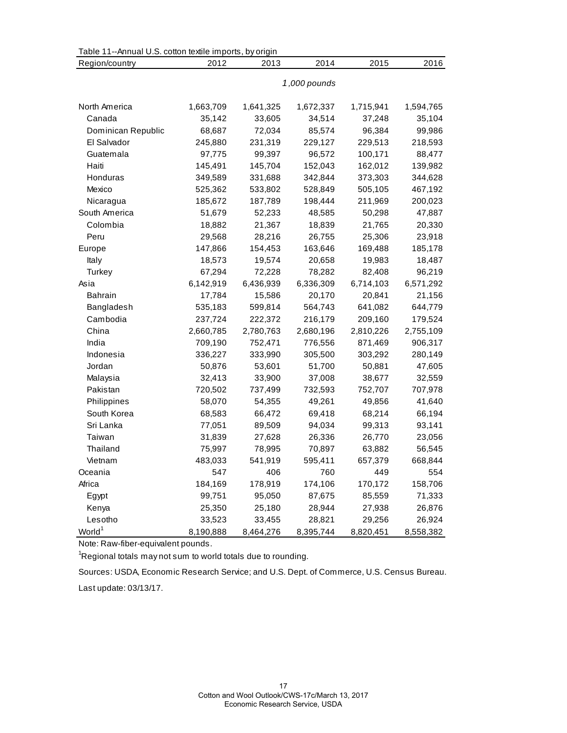Table 11--Annual U.S. cotton textile imports, by origin

| Region/country | 2012 | 2013 | 2014 | 2015 | 2016 |
|---|---|---|---|---|---|
| | | | *1,000 pounds* | | |
| North America | 1,663,709 | 1,641,325 | 1,672,337 | 1,715,941 | 1,594,765 |
| Canada | 35,142 | 33,605 | 34,514 | 37,248 | 35,104 |
| Dominican Republic | 68,687 | 72,034 | 85,574 | 96,384 | 99,986 |
| El Salvador | 245,880 | 231,319 | 229,127 | 229,513 | 218,593 |
| Guatemala | 97,775 | 99,397 | 96,572 | 100,171 | 88,477 |
| Haiti | 145,491 | 145,704 | 152,043 | 162,012 | 139,982 |
| Honduras | 349,589 | 331,688 | 342,844 | 373,303 | 344,628 |
| Mexico | 525,362 | 533,802 | 528,849 | 505,105 | 467,192 |
| Nicaragua | 185,672 | 187,789 | 198,444 | 211,969 | 200,023 |
| South America | 51,679 | 52,233 | 48,585 | 50,298 | 47,887 |
| Colombia | 18,882 | 21,367 | 18,839 | 21,765 | 20,330 |
| Peru | 29,568 | 28,216 | 26,755 | 25,306 | 23,918 |
| Europe | 147,866 | 154,453 | 163,646 | 169,488 | 185,178 |
| Italy | 18,573 | 19,574 | 20,658 | 19,983 | 18,487 |
| Turkey | 67,294 | 72,228 | 78,282 | 82,408 | 96,219 |
| Asia | 6,142,919 | 6,436,939 | 6,336,309 | 6,714,103 | 6,571,292 |
| Bahrain | 17,784 | 15,586 | 20,170 | 20,841 | 21,156 |
| Bangladesh | 535,183 | 599,814 | 564,743 | 641,082 | 644,779 |
| Cambodia | 237,724 | 222,372 | 216,179 | 209,160 | 179,524 |
| China | 2,660,785 | 2,780,763 | 2,680,196 | 2,810,226 | 2,755,109 |
| India | 709,190 | 752,471 | 776,556 | 871,469 | 906,317 |
| Indonesia | 336,227 | 333,990 | 305,500 | 303,292 | 280,149 |
| Jordan | 50,876 | 53,601 | 51,700 | 50,881 | 47,605 |
| Malaysia | 32,413 | 33,900 | 37,008 | 38,677 | 32,559 |
| Pakistan | 720,502 | 737,499 | 732,593 | 752,707 | 707,978 |
| Philippines | 58,070 | 54,355 | 49,261 | 49,856 | 41,640 |
| South Korea | 68,583 | 66,472 | 69,418 | 68,214 | 66,194 |
| Sri Lanka | 77,051 | 89,509 | 94,034 | 99,313 | 93,141 |
| Taiwan | 31,839 | 27,628 | 26,336 | 26,770 | 23,056 |
| Thailand | 75,997 | 78,995 | 70,897 | 63,882 | 56,545 |
| Vietnam | 483,033 | 541,919 | 595,411 | 657,379 | 668,844 |
| Oceania | 547 | 406 | 760 | 449 | 554 |
| Africa | 184,169 | 178,919 | 174,106 | 170,172 | 158,706 |
| Egypt | 99,751 | 95,050 | 87,675 | 85,559 | 71,333 |
| Kenya | 25,350 | 25,180 | 28,944 | 27,938 | 26,876 |
| Lesotho | 33,523 | 33,455 | 28,821 | 29,256 | 26,924 |
| World[1] | 8,190,888 | 8,464,276 | 8,395,744 | 8,820,451 | 8,558,382 |

Note: Raw-fiber-equivalent pounds.

[1]Regional totals may not sum to world totals due to rounding.

Sources: USDA, Economic Research Service; and U.S. Dept. of Commerce, U.S. Census Bureau.

Last update: 03/13/17.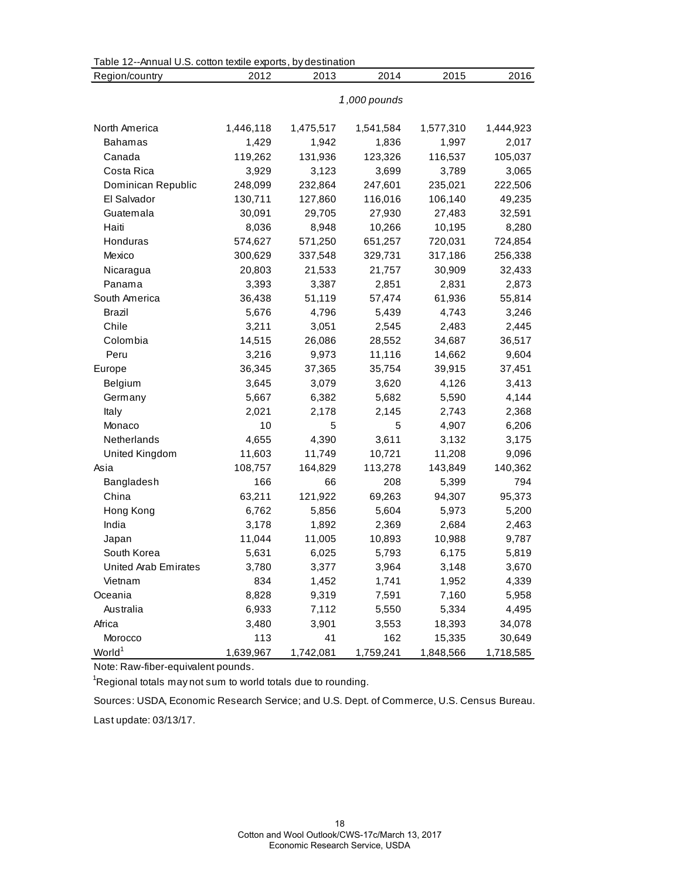Table 12--Annual U.S. cotton textile exports, by destination

| Region/country | 2012 | 2013 | 2014 | 2015 | 2016 |
|---|---|---|---|---|---|
| | | | *1,000 pounds* | | |
| North America | 1,446,118 | 1,475,517 | 1,541,584 | 1,577,310 | 1,444,923 |
| Bahamas | 1,429 | 1,942 | 1,836 | 1,997 | 2,017 |
| Canada | 119,262 | 131,936 | 123,326 | 116,537 | 105,037 |
| Costa Rica | 3,929 | 3,123 | 3,699 | 3,789 | 3,065 |
| Dominican Republic | 248,099 | 232,864 | 247,601 | 235,021 | 222,506 |
| El Salvador | 130,711 | 127,860 | 116,016 | 106,140 | 49,235 |
| Guatemala | 30,091 | 29,705 | 27,930 | 27,483 | 32,591 |
| Haiti | 8,036 | 8,948 | 10,266 | 10,195 | 8,280 |
| Honduras | 574,627 | 571,250 | 651,257 | 720,031 | 724,854 |
| Mexico | 300,629 | 337,548 | 329,731 | 317,186 | 256,338 |
| Nicaragua | 20,803 | 21,533 | 21,757 | 30,909 | 32,433 |
| Panama | 3,393 | 3,387 | 2,851 | 2,831 | 2,873 |
| South America | 36,438 | 51,119 | 57,474 | 61,936 | 55,814 |
| Brazil | 5,676 | 4,796 | 5,439 | 4,743 | 3,246 |
| Chile | 3,211 | 3,051 | 2,545 | 2,483 | 2,445 |
| Colombia | 14,515 | 26,086 | 28,552 | 34,687 | 36,517 |
| Peru | 3,216 | 9,973 | 11,116 | 14,662 | 9,604 |
| Europe | 36,345 | 37,365 | 35,754 | 39,915 | 37,451 |
| Belgium | 3,645 | 3,079 | 3,620 | 4,126 | 3,413 |
| Germany | 5,667 | 6,382 | 5,682 | 5,590 | 4,144 |
| Italy | 2,021 | 2,178 | 2,145 | 2,743 | 2,368 |
| Monaco | 10 | 5 | 5 | 4,907 | 6,206 |
| Netherlands | 4,655 | 4,390 | 3,611 | 3,132 | 3,175 |
| United Kingdom | 11,603 | 11,749 | 10,721 | 11,208 | 9,096 |
| Asia | 108,757 | 164,829 | 113,278 | 143,849 | 140,362 |
| Bangladesh | 166 | 66 | 208 | 5,399 | 794 |
| China | 63,211 | 121,922 | 69,263 | 94,307 | 95,373 |
| Hong Kong | 6,762 | 5,856 | 5,604 | 5,973 | 5,200 |
| India | 3,178 | 1,892 | 2,369 | 2,684 | 2,463 |
| Japan | 11,044 | 11,005 | 10,893 | 10,988 | 9,787 |
| South Korea | 5,631 | 6,025 | 5,793 | 6,175 | 5,819 |
| United Arab Emirates | 3,780 | 3,377 | 3,964 | 3,148 | 3,670 |
| Vietnam | 834 | 1,452 | 1,741 | 1,952 | 4,339 |
| Oceania | 8,828 | 9,319 | 7,591 | 7,160 | 5,958 |
| Australia | 6,933 | 7,112 | 5,550 | 5,334 | 4,495 |
| Africa | 3,480 | 3,901 | 3,553 | 18,393 | 34,078 |
| Morocco | 113 | 41 | 162 | 15,335 | 30,649 |
| World[1] | 1,639,967 | 1,742,081 | 1,759,241 | 1,848,566 | 1,718,585 |

Note: Raw-fiber-equivalent pounds.

[1]Regional totals may not sum to world totals due to rounding.

Sources: USDA, Economic Research Service; and U.S. Dept. of Commerce, U.S. Census Bureau.

Last update: 03/13/17.